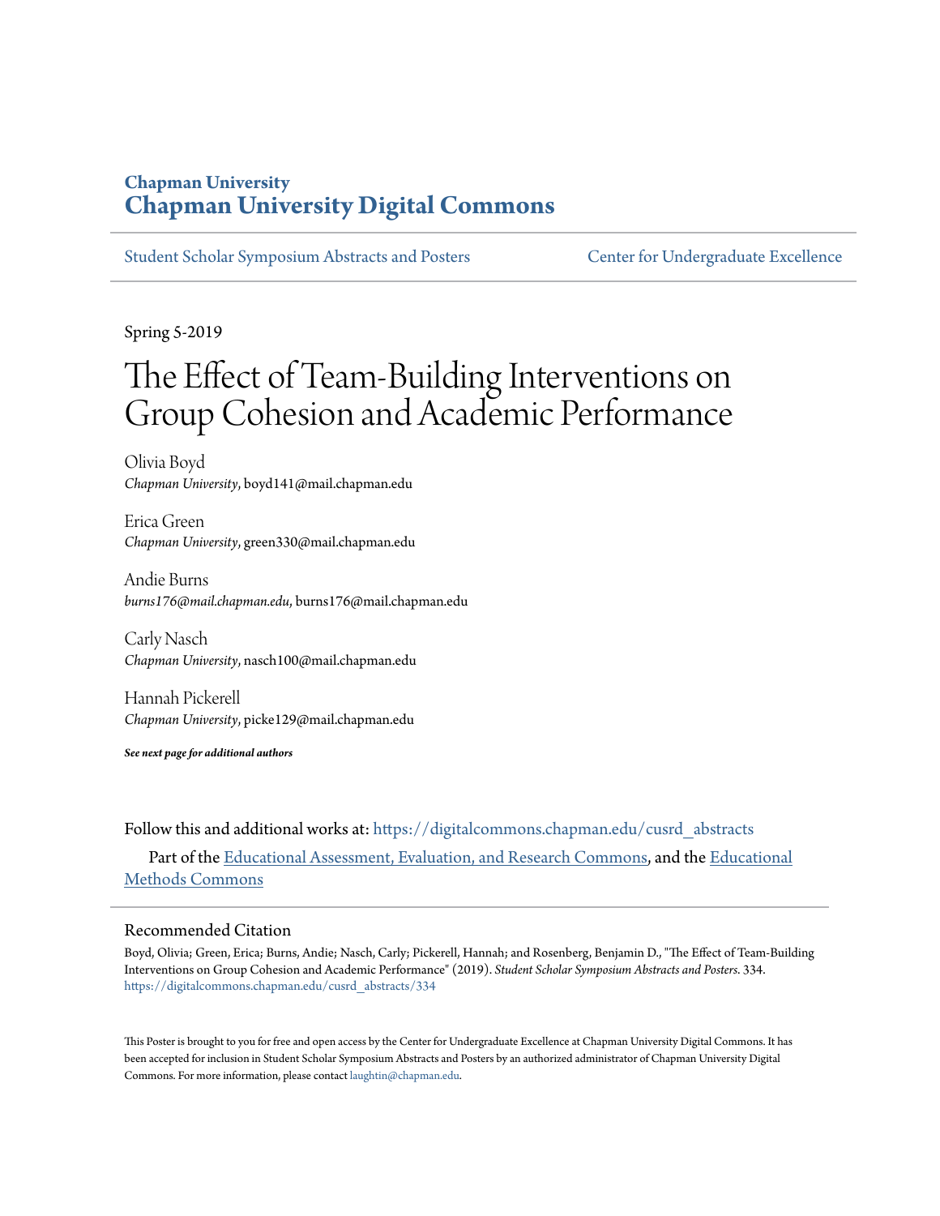## Chapman University
# Chapman University Digital Commons

Student Scholar Symposium Abstracts and Posters — Center for Undergraduate Excellence

---

Spring 5-2019

# The Effect of Team-Building Interventions on Group Cohesion and Academic Performance

Olivia Boyd
*Chapman University*, boyd141@mail.chapman.edu

Erica Green
*Chapman University*, green330@mail.chapman.edu

Andie Burns
*burns176@mail.chapman.edu*, burns176@mail.chapman.edu

Carly Nasch
*Chapman University*, nasch100@mail.chapman.edu

Hannah Pickerell
*Chapman University*, picke129@mail.chapman.edu

***See next page for additional authors***

Follow this and additional works at: https://digitalcommons.chapman.edu/cusrd_abstracts

Part of the Educational Assessment, Evaluation, and Research Commons, and the Educational Methods Commons

---

### Recommended Citation

Boyd, Olivia; Green, Erica; Burns, Andie; Nasch, Carly; Pickerell, Hannah; and Rosenberg, Benjamin D., "The Effect of Team-Building Interventions on Group Cohesion and Academic Performance" (2019). *Student Scholar Symposium Abstracts and Posters*. 334.
https://digitalcommons.chapman.edu/cusrd_abstracts/334

This Poster is brought to you for free and open access by the Center for Undergraduate Excellence at Chapman University Digital Commons. It has been accepted for inclusion in Student Scholar Symposium Abstracts and Posters by an authorized administrator of Chapman University Digital Commons. For more information, please contact laughtin@chapman.edu.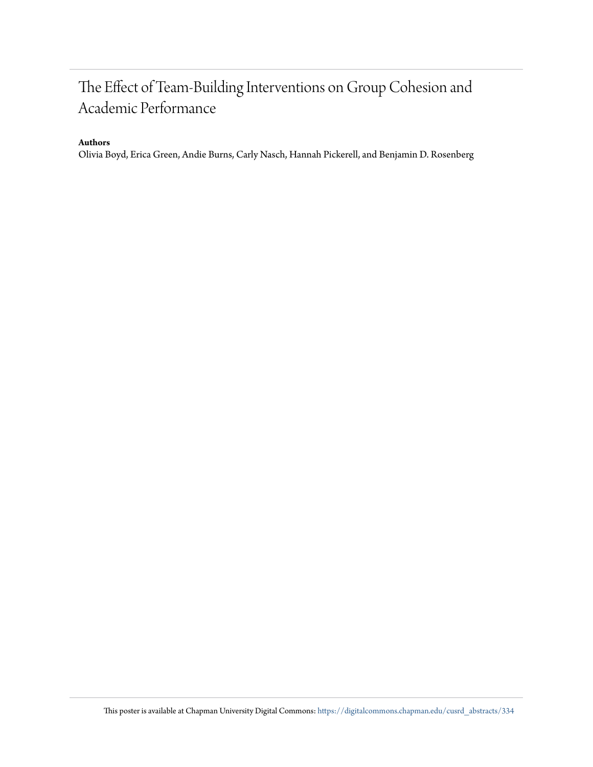# The Effect of Team-Building Interventions on Group Cohesion and Academic Performance

**Authors**

Olivia Boyd, Erica Green, Andie Burns, Carly Nasch, Hannah Pickerell, and Benjamin D. Rosenberg

This poster is available at Chapman University Digital Commons: https://digitalcommons.chapman.edu/cusrd_abstracts/334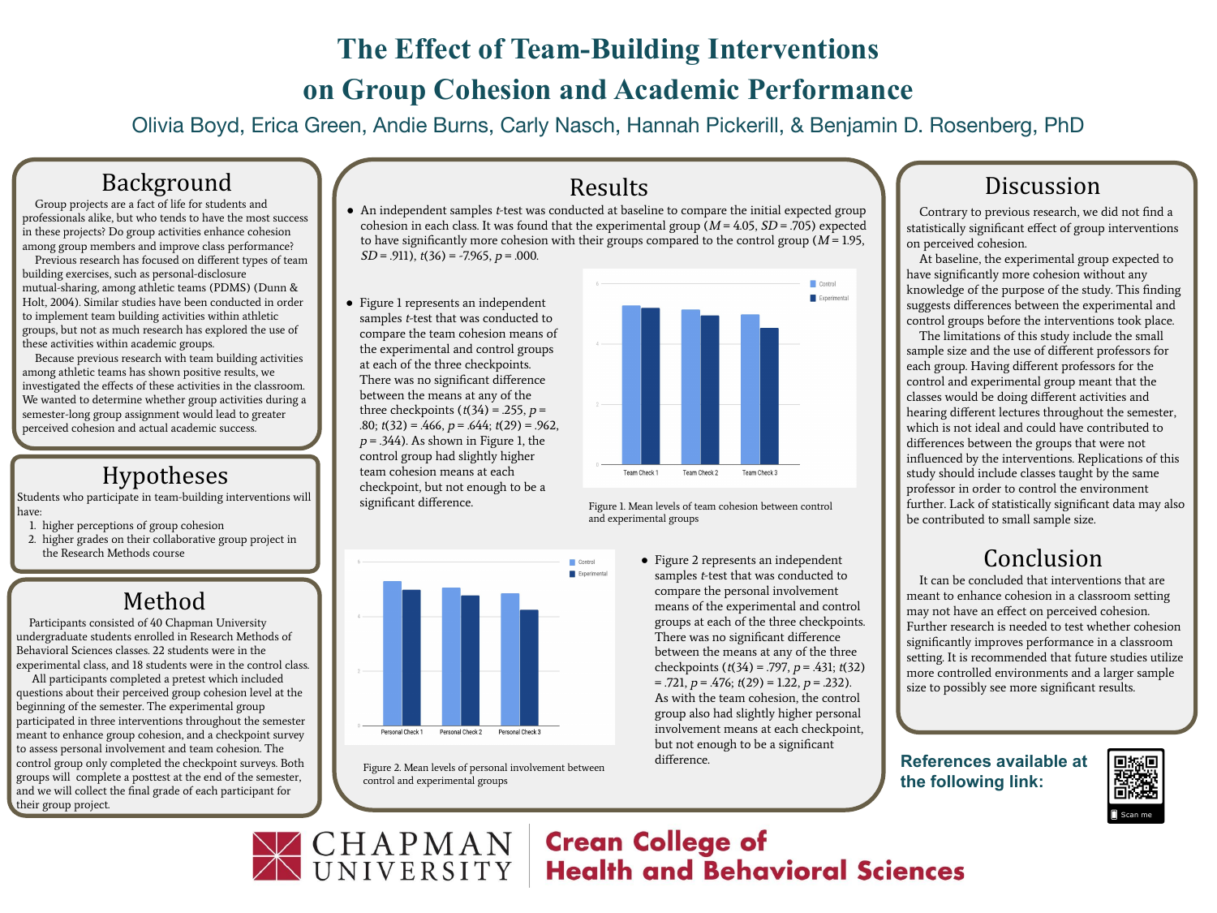# The Effect of Team-Building Interventions on Group Cohesion and Academic Performance

Olivia Boyd, Erica Green, Andie Burns, Carly Nasch, Hannah Pickerill, & Benjamin D. Rosenberg, PhD

## Background

Group projects are a fact of life for students and professionals alike, but who tends to have the most success in these projects? Do group activities enhance cohesion among group members and improve class performance?

Previous research has focused on different types of team building exercises, such as personal-disclosure mutual-sharing, among athletic teams (PDMS) (Dunn & Holt, 2004). Similar studies have been conducted in order to implement team building activities within athletic groups, but not as much research has explored the use of these activities within academic groups.

Because previous research with team building activities among athletic teams has shown positive results, we investigated the effects of these activities in the classroom. We wanted to determine whether group activities during a semester-long group assignment would lead to greater perceived cohesion and actual academic success.

## Hypotheses

Students who participate in team-building interventions will have:

1. higher perceptions of group cohesion
2. higher grades on their collaborative group project in the Research Methods course

## Method

Participants consisted of 40 Chapman University undergraduate students enrolled in Research Methods of Behavioral Sciences classes. 22 students were in the experimental class, and 18 students were in the control class.

All participants completed a pretest which included questions about their perceived group cohesion level at the beginning of the semester. The experimental group participated in three interventions throughout the semester meant to enhance group cohesion, and a checkpoint survey to assess personal involvement and team cohesion. The control group only completed the checkpoint surveys. Both groups will complete a posttest at the end of the semester, and we will collect the final grade of each participant for their group project.

## Results

- An independent samples *t*-test was conducted at baseline to compare the initial expected group cohesion in each class. It was found that the experimental group ($M = 4.05$, $SD = .705$) expected to have significantly more cohesion with their groups compared to the control group ($M = 1.95$, $SD = .911$), $t(36) = -7.965$, $p = .000$.

- Figure 1 represents an independent samples *t*-test that was conducted to compare the team cohesion means of the experimental and control groups at each of the three checkpoints. There was no significant difference between the means at any of the three checkpoints ($t(34) = .255$, $p = .80$; $t(32) = .466$, $p = .644$; $t(29) = .962$, $p = .344$). As shown in Figure 1, the control group had slightly higher team cohesion means at each checkpoint, but not enough to be a significant difference.

6
4
2
0
Control
Experimental
Team Check 1
Team Check 2
Team Check 3

Figure 1. Mean levels of team cohesion between control and experimental groups

6
4
2
0
Control
Experimental
Personal Check 1
Personal Check 2
Personal Check 3

Figure 2. Mean levels of personal involvement between control and experimental groups

- Figure 2 represents an independent samples *t*-test that was conducted to compare the personal involvement means of the experimental and control groups at each of the three checkpoints. There was no significant difference between the means at any of the three checkpoints ($t(34) = .797$, $p = .431$; $t(32) = .721$, $p = .476$; $t(29) = 1.22$, $p = .232$). As with the team cohesion, the control group also had slightly higher personal involvement means at each checkpoint, but not enough to be a significant difference.

## Discussion

Contrary to previous research, we did not find a statistically significant effect of group interventions on perceived cohesion.

At baseline, the experimental group expected to have significantly more cohesion without any knowledge of the purpose of the study. This finding suggests differences between the experimental and control groups before the interventions took place.

The limitations of this study include the small sample size and the use of different professors for each group. Having different professors for the control and experimental group meant that the classes would be doing different activities and hearing different lectures throughout the semester, which is not ideal and could have contributed to differences between the groups that were not influenced by the interventions. Replications of this study should include classes taught by the same professor in order to control the environment further. Lack of statistically significant data may also be contributed to small sample size.

## Conclusion

It can be concluded that interventions that are meant to enhance cohesion in a classroom setting may not have an effect on perceived cohesion. Further research is needed to test whether cohesion significantly improves performance in a classroom setting. It is recommended that future studies utilize more controlled environments and a larger sample size to possibly see more significant results.

**References available at the following link:**

Scan me

CHAPMAN UNIVERSITY

**Crean College of Health and Behavioral Sciences**